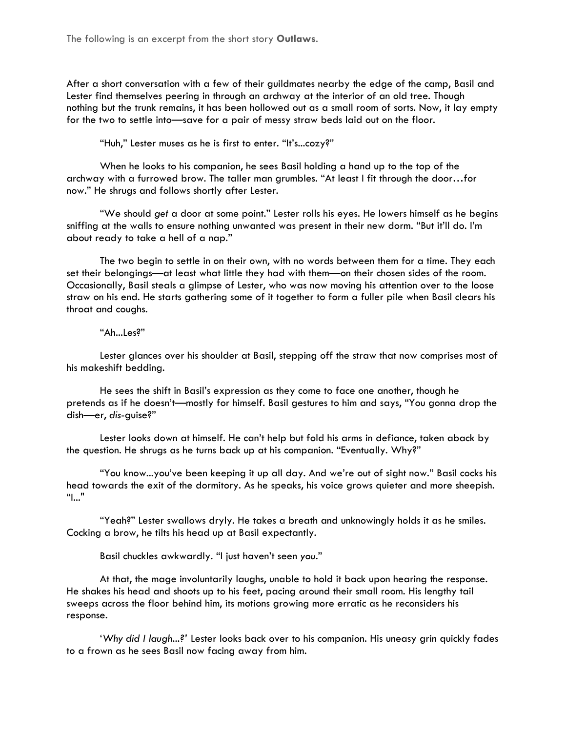The following is an excerpt from the short story **Outlaws**.

After a short conversation with a few of their guildmates nearby the edge of the camp, Basil and Lester find themselves peering in through an archway at the interior of an old tree. Though nothing but the trunk remains, it has been hollowed out as a small room of sorts. Now, it lay empty for the two to settle into—save for a pair of messy straw beds laid out on the floor.

"Huh," Lester muses as he is first to enter. "It's...cozy?"

When he looks to his companion, he sees Basil holding a hand up to the top of the archway with a furrowed brow. The taller man grumbles. "At least I fit through the door…for now." He shrugs and follows shortly after Lester.

"We should *get* a door at some point." Lester rolls his eyes. He lowers himself as he begins sniffing at the walls to ensure nothing unwanted was present in their new dorm. "But it'll do. I'm about ready to take a hell of a nap."

The two begin to settle in on their own, with no words between them for a time. They each set their belongings—at least what little they had with them—on their chosen sides of the room. Occasionally, Basil steals a glimpse of Lester, who was now moving his attention over to the loose straw on his end. He starts gathering some of it together to form a fuller pile when Basil clears his throat and coughs.

"Ah...Les?"

Lester glances over his shoulder at Basil, stepping off the straw that now comprises most of his makeshift bedding.

He sees the shift in Basil's expression as they come to face one another, though he pretends as if he doesn't—mostly for himself. Basil gestures to him and says, "You gonna drop the dish—er, *dis*-guise?"

Lester looks down at himself. He can't help but fold his arms in defiance, taken aback by the question. He shrugs as he turns back up at his companion. "Eventually. Why?"

"You know...you've been keeping it up all day. And we're out of sight now." Basil cocks his head towards the exit of the dormitory. As he speaks, his voice grows quieter and more sheepish. "I..."

"Yeah?" Lester swallows dryly. He takes a breath and unknowingly holds it as he smiles. Cocking a brow, he tilts his head up at Basil expectantly.

Basil chuckles awkwardly. "I just haven't seen *you*."

At that, the mage involuntarily laughs, unable to hold it back upon hearing the response. He shakes his head and shoots up to his feet, pacing around their small room. His lengthy tail sweeps across the floor behind him, its motions growing more erratic as he reconsiders his response.

'*Why did I laugh...?*' Lester looks back over to his companion. His uneasy grin quickly fades to a frown as he sees Basil now facing away from him.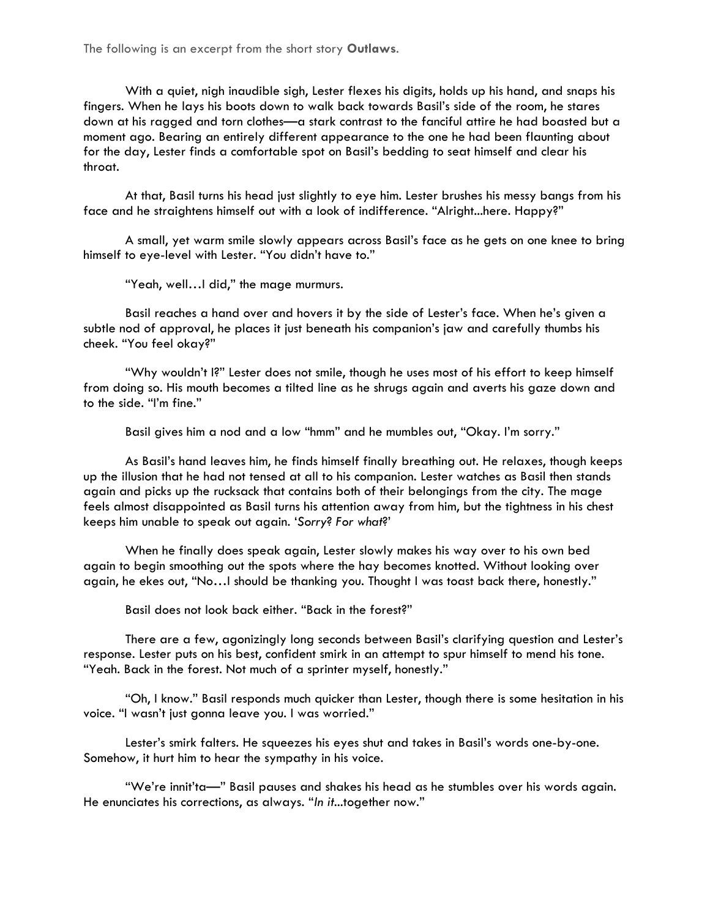The following is an excerpt from the short story **Outlaws**.

With a quiet, nigh inaudible sigh, Lester flexes his digits, holds up his hand, and snaps his fingers. When he lays his boots down to walk back towards Basil's side of the room, he stares down at his ragged and torn clothes—a stark contrast to the fanciful attire he had boasted but a moment ago. Bearing an entirely different appearance to the one he had been flaunting about for the day, Lester finds a comfortable spot on Basil's bedding to seat himself and clear his throat.

At that, Basil turns his head just slightly to eye him. Lester brushes his messy bangs from his face and he straightens himself out with a look of indifference. "Alright...here. Happy?"

A small, yet warm smile slowly appears across Basil's face as he gets on one knee to bring himself to eye-level with Lester. "You didn't have to."

"Yeah, well…I did," the mage murmurs.

Basil reaches a hand over and hovers it by the side of Lester's face. When he's given a subtle nod of approval, he places it just beneath his companion's jaw and carefully thumbs his cheek. "You feel okay?"

"Why wouldn't I?" Lester does not smile, though he uses most of his effort to keep himself from doing so. His mouth becomes a tilted line as he shrugs again and averts his gaze down and to the side. "I'm fine."

Basil gives him a nod and a low "hmm" and he mumbles out, "Okay. I'm sorry."

As Basil's hand leaves him, he finds himself finally breathing out. He relaxes, though keeps up the illusion that he had not tensed at all to his companion. Lester watches as Basil then stands again and picks up the rucksack that contains both of their belongings from the city. The mage feels almost disappointed as Basil turns his attention away from him, but the tightness in his chest keeps him unable to speak out again. '*Sorry? For what?*'

When he finally does speak again, Lester slowly makes his way over to his own bed again to begin smoothing out the spots where the hay becomes knotted. Without looking over again, he ekes out, "No…I should be thanking you. Thought I was toast back there, honestly."

Basil does not look back either. "Back in the forest?"

There are a few, agonizingly long seconds between Basil's clarifying question and Lester's response. Lester puts on his best, confident smirk in an attempt to spur himself to mend his tone. "Yeah. Back in the forest. Not much of a sprinter myself, honestly."

"Oh, I know." Basil responds much quicker than Lester, though there is some hesitation in his voice. "I wasn't just gonna leave you. I was worried."

Lester's smirk falters. He squeezes his eyes shut and takes in Basil's words one-by-one. Somehow, it hurt him to hear the sympathy in his voice.

"We're innit'ta—" Basil pauses and shakes his head as he stumbles over his words again. He enunciates his corrections, as always. "*In it*...together now."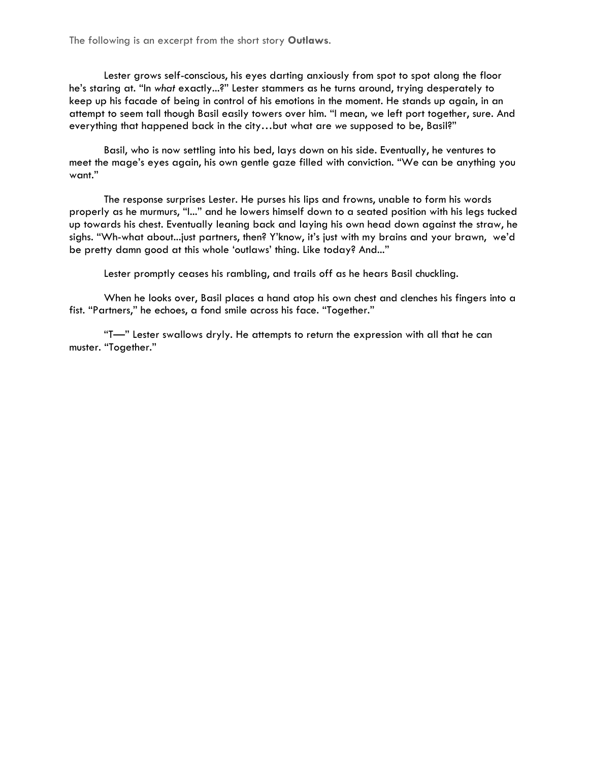The following is an excerpt from the short story **Outlaws**.

Lester grows self-conscious, his eyes darting anxiously from spot to spot along the floor he's staring at. "In *what* exactly...?" Lester stammers as he turns around, trying desperately to keep up his facade of being in control of his emotions in the moment. He stands up again, in an attempt to seem tall though Basil easily towers over him. "I mean, we left port together, sure. And everything that happened back in the city…but what are *we* supposed to be, Basil?"

Basil, who is now settling into his bed, lays down on his side. Eventually, he ventures to meet the mage's eyes again, his own gentle gaze filled with conviction. "We can be anything you want."

The response surprises Lester. He purses his lips and frowns, unable to form his words properly as he murmurs, "I..." and he lowers himself down to a seated position with his legs tucked up towards his chest. Eventually leaning back and laying his own head down against the straw, he sighs. "Wh-what about...just partners, then? Y'know, it's just with my brains and your brawn,  we'd be pretty damn good at this whole 'outlaws' thing. Like today? And..."

Lester promptly ceases his rambling, and trails off as he hears Basil chuckling.

When he looks over, Basil places a hand atop his own chest and clenches his fingers into a fist. "Partners," he echoes, a fond smile across his face. "Together."

"T—" Lester swallows dryly. He attempts to return the expression with all that he can muster. "Together."